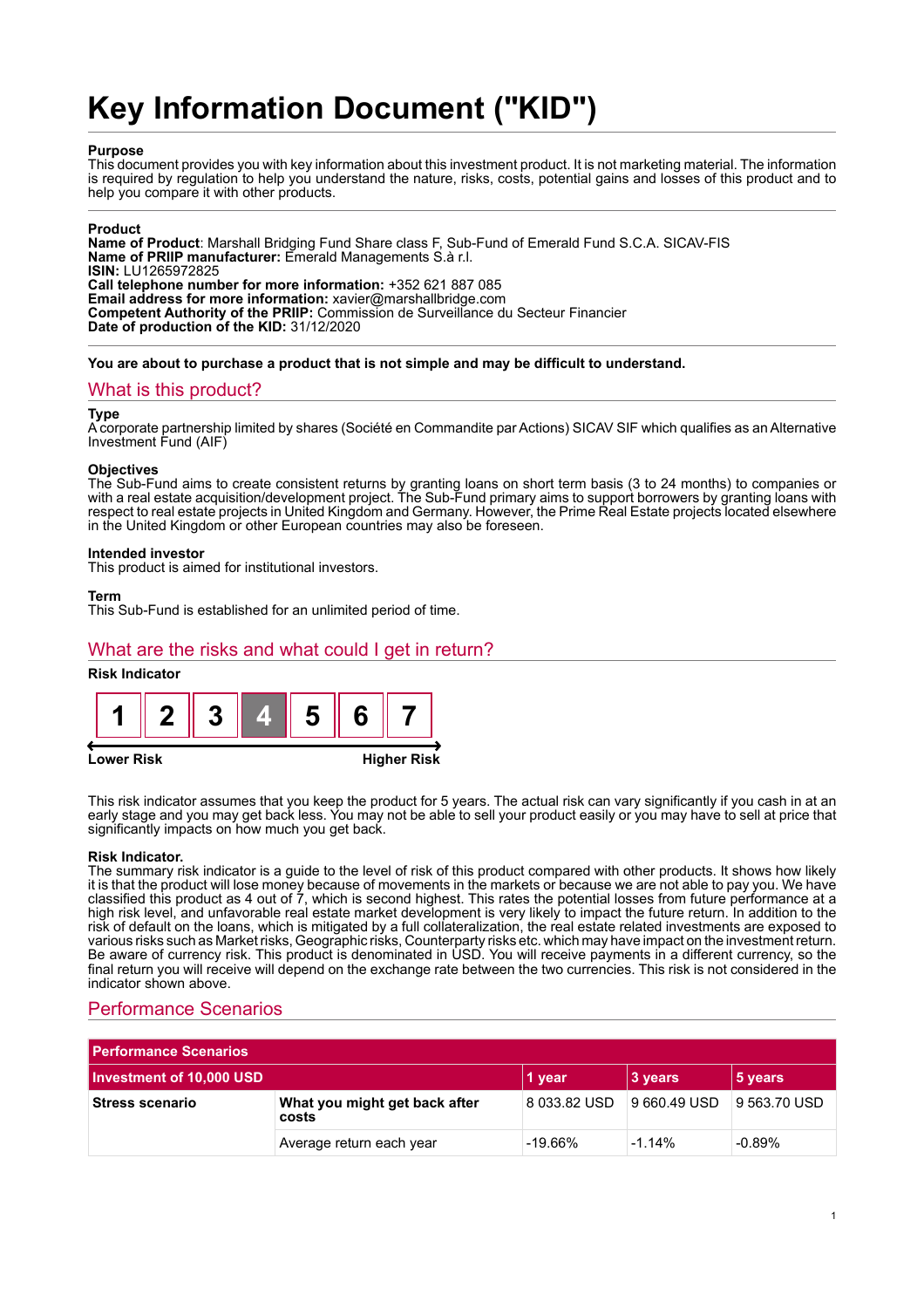# Key Information Document ("KID")

**Purpose**
This document provides you with key information about this investment product. It is not marketing material. The information is required by regulation to help you understand the nature, risks, costs, potential gains and losses of this product and to help you compare it with other products.

**Product**
**Name of Product**: Marshall Bridging Fund Share class F, Sub-Fund of Emerald Fund S.C.A. SICAV-FIS
**Name of PRIIP manufacturer:** Emerald Managements S.à r.l.
**ISIN:** LU1265972825
**Call telephone number for more information:** +352 621 887 085
**Email address for more information:** xavier@marshallbridge.com
**Competent Authority of the PRIIP:** Commission de Surveillance du Secteur Financier
**Date of production of the KID:** 31/12/2020

**You are about to purchase a product that is not simple and may be difficult to understand.**

## What is this product?

**Type**
A corporate partnership limited by shares (Société en Commandite par Actions) SICAV SIF which qualifies as an Alternative Investment Fund (AIF)

**Objectives**
The Sub-Fund aims to create consistent returns by granting loans on short term basis (3 to 24 months) to companies or with a real estate acquisition/development project. The Sub-Fund primary aims to support borrowers by granting loans with respect to real estate projects in United Kingdom and Germany. However, the Prime Real Estate projects located elsewhere in the United Kingdom or other European countries may also be foreseen.

**Intended investor**
This product is aimed for institutional investors.

**Term**
This Sub-Fund is established for an unlimited period of time.

## What are the risks and what could I get in return?

**Risk Indicator**

| 1 | 2 | 3 | **4** | 5 | 6 | 7 |
|---|---|---|---|---|---|---|

Lower Risk → Higher Risk

This risk indicator assumes that you keep the product for 5 years. The actual risk can vary significantly if you cash in at an early stage and you may get back less. You may not be able to sell your product easily or you may have to sell at price that significantly impacts on how much you get back.

**Risk Indicator.**
The summary risk indicator is a guide to the level of risk of this product compared with other products. It shows how likely it is that the product will lose money because of movements in the markets or because we are not able to pay you. We have classified this product as 4 out of 7, which is second highest. This rates the potential losses from future performance at a high risk level, and unfavorable real estate market development is very likely to impact the future return. In addition to the risk of default on the loans, which is mitigated by a full collateralization, the real estate related investments are exposed to various risks such as Market risks, Geographic risks, Counterparty risks etc. which may have impact on the investment return. Be aware of currency risk. This product is denominated in USD. You will receive payments in a different currency, so the final return you will receive will depend on the exchange rate between the two currencies. This risk is not considered in the indicator shown above.

## Performance Scenarios

| Performance Scenarios | | | | |
|---|---|---|---|---|
| **Investment of 10,000 USD** | | **1 year** | **3 years** | **5 years** |
| **Stress scenario** | **What you might get back after costs** | 8 033.82 USD | 9 660.49 USD | 9 563.70 USD |
| | Average return each year | -19.66% | -1.14% | -0.89% |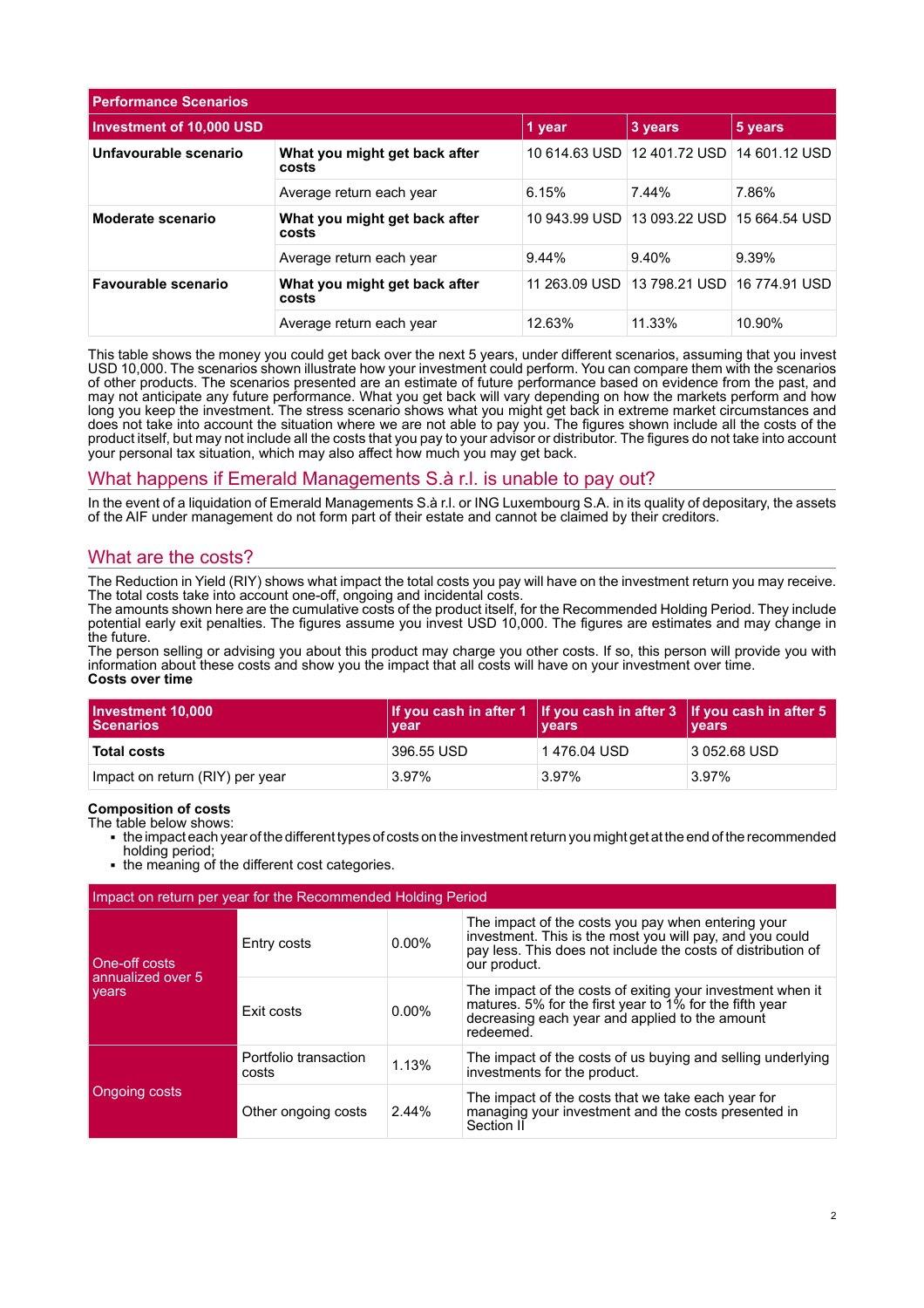| Performance Scenarios | | | | |
|---|---|---|---|---|
| **Investment of 10,000 USD** | | **1 year** | **3 years** | **5 years** |
| **Unfavourable scenario** | **What you might get back after costs** | 10 614.63 USD | 12 401.72 USD | 14 601.12 USD |
| | Average return each year | 6.15% | 7.44% | 7.86% |
| **Moderate scenario** | **What you might get back after costs** | 10 943.99 USD | 13 093.22 USD | 15 664.54 USD |
| | Average return each year | 9.44% | 9.40% | 9.39% |
| **Favourable scenario** | **What you might get back after costs** | 11 263.09 USD | 13 798.21 USD | 16 774.91 USD |
| | Average return each year | 12.63% | 11.33% | 10.90% |

This table shows the money you could get back over the next 5 years, under different scenarios, assuming that you invest USD 10,000. The scenarios shown illustrate how your investment could perform. You can compare them with the scenarios of other products. The scenarios presented are an estimate of future performance based on evidence from the past, and may not anticipate any future performance. What you get back will vary depending on how the markets perform and how long you keep the investment. The stress scenario shows what you might get back in extreme market circumstances and does not take into account the situation where we are not able to pay you. The figures shown include all the costs of the product itself, but may not include all the costs that you pay to your advisor or distributor. The figures do not take into account your personal tax situation, which may also affect how much you may get back.

## What happens if Emerald Managements S.à r.l. is unable to pay out?

In the event of a liquidation of Emerald Managements S.à r.l. or ING Luxembourg S.A. in its quality of depositary, the assets of the AIF under management do not form part of their estate and cannot be claimed by their creditors.

## What are the costs?

The Reduction in Yield (RIY) shows what impact the total costs you pay will have on the investment return you may receive. The total costs take into account one-off, ongoing and incidental costs.
The amounts shown here are the cumulative costs of the product itself, for the Recommended Holding Period. They include potential early exit penalties. The figures assume you invest USD 10,000. The figures are estimates and may change in the future.
The person selling or advising you about this product may charge you other costs. If so, this person will provide you with information about these costs and show you the impact that all costs will have on your investment over time.
**Costs over time**

| Investment 10,000 Scenarios | If you cash in after 1 year | If you cash in after 3 years | If you cash in after 5 years |
|---|---|---|---|
| **Total costs** | 396.55 USD | 1 476.04 USD | 3 052.68 USD |
| Impact on return (RIY) per year | 3.97% | 3.97% | 3.97% |

**Composition of costs**
The table below shows:

- the impact each year of the different types of costs on the investment return you might get at the end of the recommended holding period;
- the meaning of the different cost categories.

| Impact on return per year for the Recommended Holding Period | | | |
|---|---|---|---|
| One-off costs annualized over 5 years | Entry costs | 0.00% | The impact of the costs you pay when entering your investment. This is the most you will pay, and you could pay less. This does not include the costs of distribution of our product. |
| | Exit costs | 0.00% | The impact of the costs of exiting your investment when it matures. 5% for the first year to 1% for the fifth year decreasing each year and applied to the amount redeemed. |
| Ongoing costs | Portfolio transaction costs | 1.13% | The impact of the costs of us buying and selling underlying investments for the product. |
| | Other ongoing costs | 2.44% | The impact of the costs that we take each year for managing your investment and the costs presented in Section II |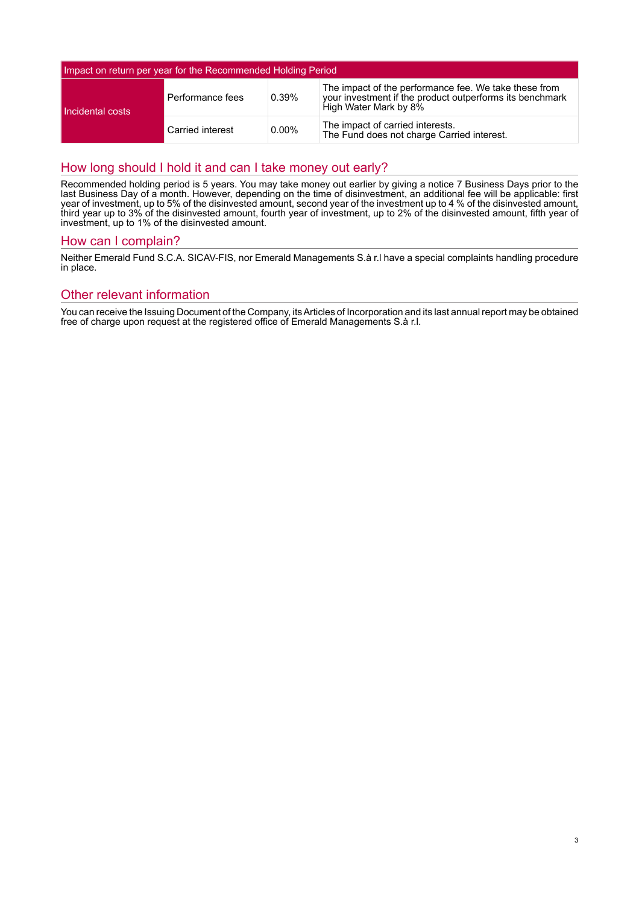| Impact on return per year for the Recommended Holding Period | | | |
|---|---|---|---|
| Incidental costs | Performance fees | 0.39% | The impact of the performance fee. We take these from your investment if the product outperforms its benchmark High Water Mark by 8% |
| | Carried interest | 0.00% | The impact of carried interests. The Fund does not charge Carried interest. |

## How long should I hold it and can I take money out early?

Recommended holding period is 5 years. You may take money out earlier by giving a notice 7 Business Days prior to the last Business Day of a month. However, depending on the time of disinvestment, an additional fee will be applicable: first year of investment, up to 5% of the disinvested amount, second year of the investment up to 4 % of the disinvested amount, third year up to 3% of the disinvested amount, fourth year of investment, up to 2% of the disinvested amount, fifth year of investment, up to 1% of the disinvested amount.

## How can I complain?

Neither Emerald Fund S.C.A. SICAV-FIS, nor Emerald Managements S.à r.l have a special complaints handling procedure in place.

## Other relevant information

You can receive the Issuing Document of the Company, its Articles of Incorporation and its last annual report may be obtained free of charge upon request at the registered office of Emerald Managements S.à r.l.